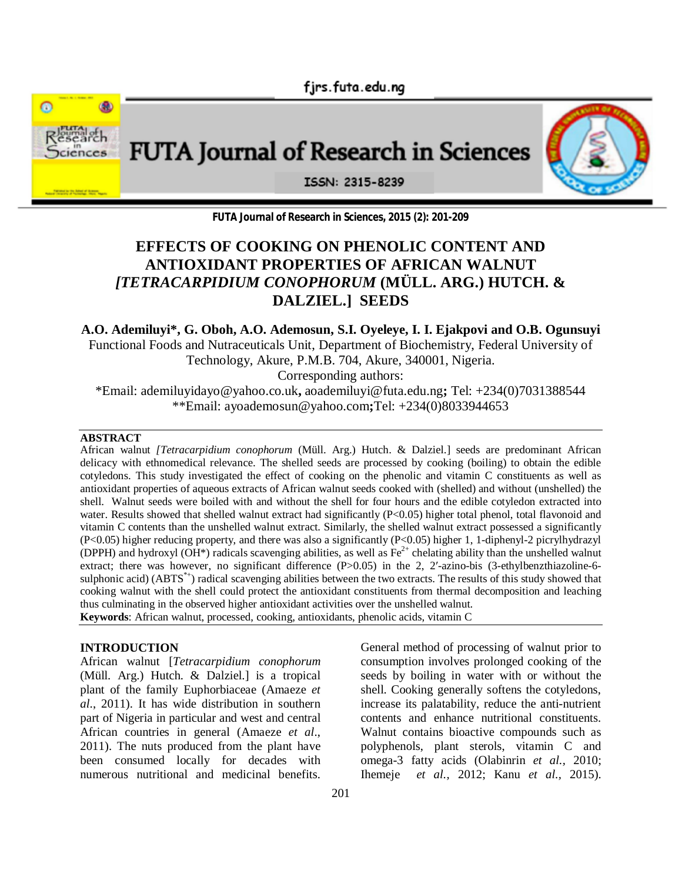# EFFECTS OF COOKING ON PHENOLIC CONTENT AND ANTIOXIDANT PROPERTIES OF AFRICAN WALNUT *[TETRACARPIDIUM CONOPHORUM* (MÜLL. ARG.) HUTCH. & DALZIEL.] SEEDS

**A.O. Ademiluyi*, G. Oboh, A.O. Ademosun, S.I. Oyeleye, I. I. Ejakpovi and O.B. Ogunsuyi**

Functional Foods and Nutraceuticals Unit, Department of Biochemistry, Federal University of Technology, Akure, P.M.B. 704, Akure, 340001, Nigeria.

Corresponding authors:

*Email: ademiluyidayo@yahoo.co.uk, aoademiluyi@futa.edu.ng; Tel: +234(0)7031388544

**Email: ayoademosun@yahoo.com; Tel: +234(0)8033944653

## ABSTRACT

African walnut *[Tetracarpidium conophorum* (Müll. Arg.) Hutch. & Dalziel.] seeds are predominant African delicacy with ethnomedical relevance. The shelled seeds are processed by cooking (boiling) to obtain the edible cotyledons. This study investigated the effect of cooking on the phenolic and vitamin C constituents as well as antioxidant properties of aqueous extracts of African walnut seeds cooked with (shelled) and without (unshelled) the shell. Walnut seeds were boiled with and without the shell for four hours and the edible cotyledon extracted into water. Results showed that shelled walnut extract had significantly ($P<0.05$) higher total phenol, total flavonoid and vitamin C contents than the unshelled walnut extract. Similarly, the shelled walnut extract possessed a significantly ($P<0.05$) higher reducing property, and there was also a significantly ($P<0.05$) higher 1, 1-diphenyl-2 picrylhydrazyl (DPPH) and hydroxyl (OH*) radicals scavenging abilities, as well as $Fe^{2+}$ chelating ability than the unshelled walnut extract; there was however, no significant difference ($P>0.05$) in the 2, 2′-azino-bis (3-ethylbenzthiazoline-6-sulphonic acid) ($ABTS^{*+}$) radical scavenging abilities between the two extracts. The results of this study showed that cooking walnut with the shell could protect the antioxidant constituents from thermal decomposition and leaching thus culminating in the observed higher antioxidant activities over the unshelled walnut.

**Keywords**: African walnut, processed, cooking, antioxidants, phenolic acids, vitamin C

## INTRODUCTION

African walnut [*Tetracarpidium conophorum* (Müll. Arg.) Hutch. & Dalziel.] is a tropical plant of the family Euphorbiaceae (Amaeze *et al*., 2011). It has wide distribution in southern part of Nigeria in particular and west and central African countries in general (Amaeze *et al*., 2011). The nuts produced from the plant have been consumed locally for decades with numerous nutritional and medicinal benefits. General method of processing of walnut prior to consumption involves prolonged cooking of the seeds by boiling in water with or without the shell. Cooking generally softens the cotyledons, increase its palatability, reduce the anti-nutrient contents and enhance nutritional constituents. Walnut contains bioactive compounds such as polyphenols, plant sterols, vitamin C and omega-3 fatty acids (Olabinrin *et al.,* 2010; Ihemeje *et al.,* 2012; Kanu *et al.,* 2015).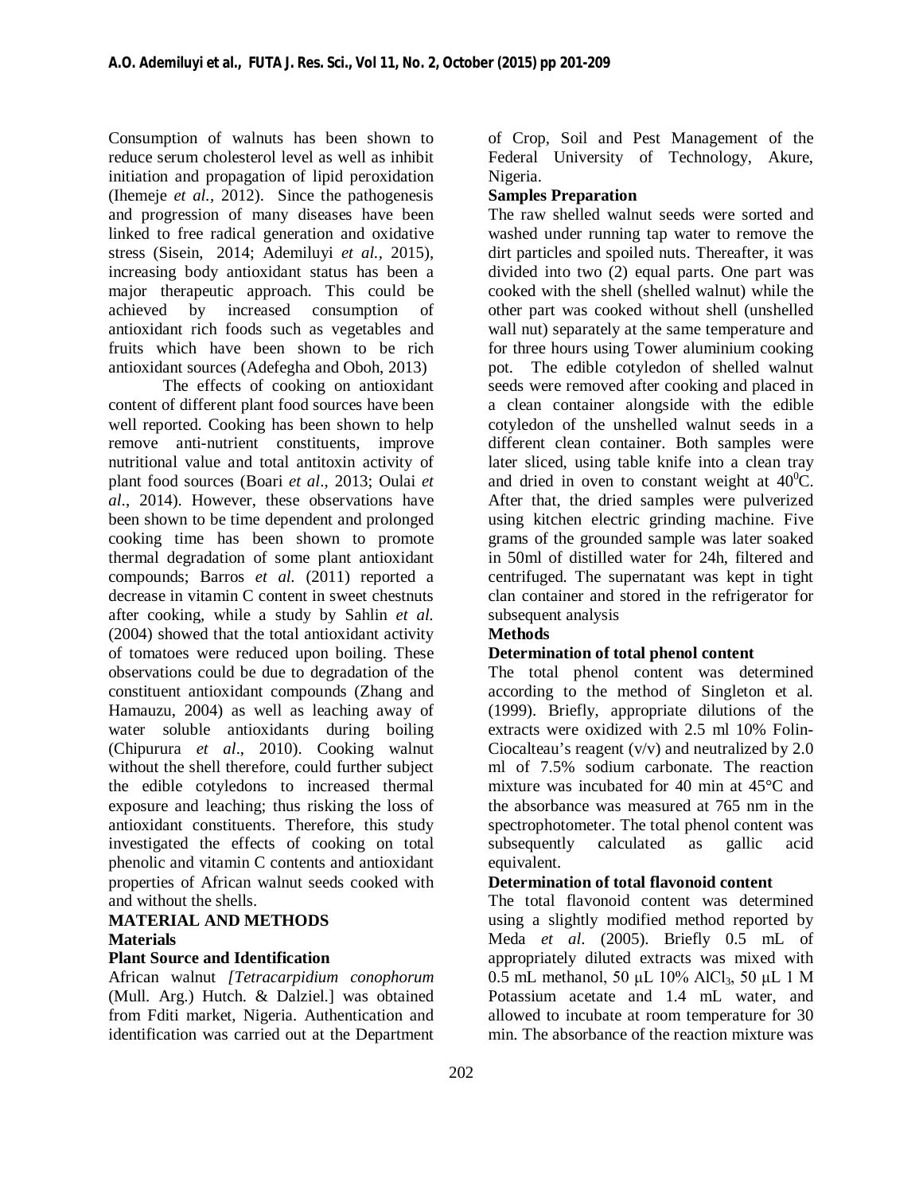Consumption of walnuts has been shown to reduce serum cholesterol level as well as inhibit initiation and propagation of lipid peroxidation (Ihemeje *et al.,* 2012). Since the pathogenesis and progression of many diseases have been linked to free radical generation and oxidative stress (Sisein, 2014; Ademiluyi *et al.*, 2015), increasing body antioxidant status has been a major therapeutic approach. This could be achieved by increased consumption of antioxidant rich foods such as vegetables and fruits which have been shown to be rich antioxidant sources (Adefegha and Oboh, 2013)

The effects of cooking on antioxidant content of different plant food sources have been well reported. Cooking has been shown to help remove anti-nutrient constituents, improve nutritional value and total antitoxin activity of plant food sources (Boari *et al*., 2013; Oulai *et al*., 2014). However, these observations have been shown to be time dependent and prolonged cooking time has been shown to promote thermal degradation of some plant antioxidant compounds; Barros *et al.* (2011) reported a decrease in vitamin C content in sweet chestnuts after cooking, while a study by Sahlin *et al.* (2004) showed that the total antioxidant activity of tomatoes were reduced upon boiling. These observations could be due to degradation of the constituent antioxidant compounds (Zhang and Hamauzu, 2004) as well as leaching away of water soluble antioxidants during boiling (Chipurura *et al*., 2010). Cooking walnut without the shell therefore, could further subject the edible cotyledons to increased thermal exposure and leaching; thus risking the loss of antioxidant constituents. Therefore, this study investigated the effects of cooking on total phenolic and vitamin C contents and antioxidant properties of African walnut seeds cooked with and without the shells.

## MATERIAL AND METHODS

### Materials

#### Plant Source and Identification

African walnut *[Tetracarpidium conophorum* (Mull. Arg.) Hutch. & Dalziel.] was obtained from Fditi market, Nigeria. Authentication and identification was carried out at the Department of Crop, Soil and Pest Management of the Federal University of Technology, Akure, Nigeria.

#### Samples Preparation

The raw shelled walnut seeds were sorted and washed under running tap water to remove the dirt particles and spoiled nuts. Thereafter, it was divided into two (2) equal parts. One part was cooked with the shell (shelled walnut) while the other part was cooked without shell (unshelled wall nut) separately at the same temperature and for three hours using Tower aluminium cooking pot. The edible cotyledon of shelled walnut seeds were removed after cooking and placed in a clean container alongside with the edible cotyledon of the unshelled walnut seeds in a different clean container. Both samples were later sliced, using table knife into a clean tray and dried in oven to constant weight at $40^0$C. After that, the dried samples were pulverized using kitchen electric grinding machine. Five grams of the grounded sample was later soaked in 50ml of distilled water for 24h, filtered and centrifuged. The supernatant was kept in tight clan container and stored in the refrigerator for subsequent analysis

### Methods

#### Determination of total phenol content

The total phenol content was determined according to the method of Singleton et al. (1999). Briefly, appropriate dilutions of the extracts were oxidized with 2.5 ml 10% Folin-Ciocalteau's reagent (v/v) and neutralized by 2.0 ml of 7.5% sodium carbonate. The reaction mixture was incubated for 40 min at 45°C and the absorbance was measured at 765 nm in the spectrophotometer. The total phenol content was subsequently calculated as gallic acid equivalent.

#### Determination of total flavonoid content

The total flavonoid content was determined using a slightly modified method reported by Meda *et al*. (2005). Briefly 0.5 mL of appropriately diluted extracts was mixed with 0.5 mL methanol, 50 μL 10% $AlCl_3$, 50 μL 1 M Potassium acetate and 1.4 mL water, and allowed to incubate at room temperature for 30 min. The absorbance of the reaction mixture was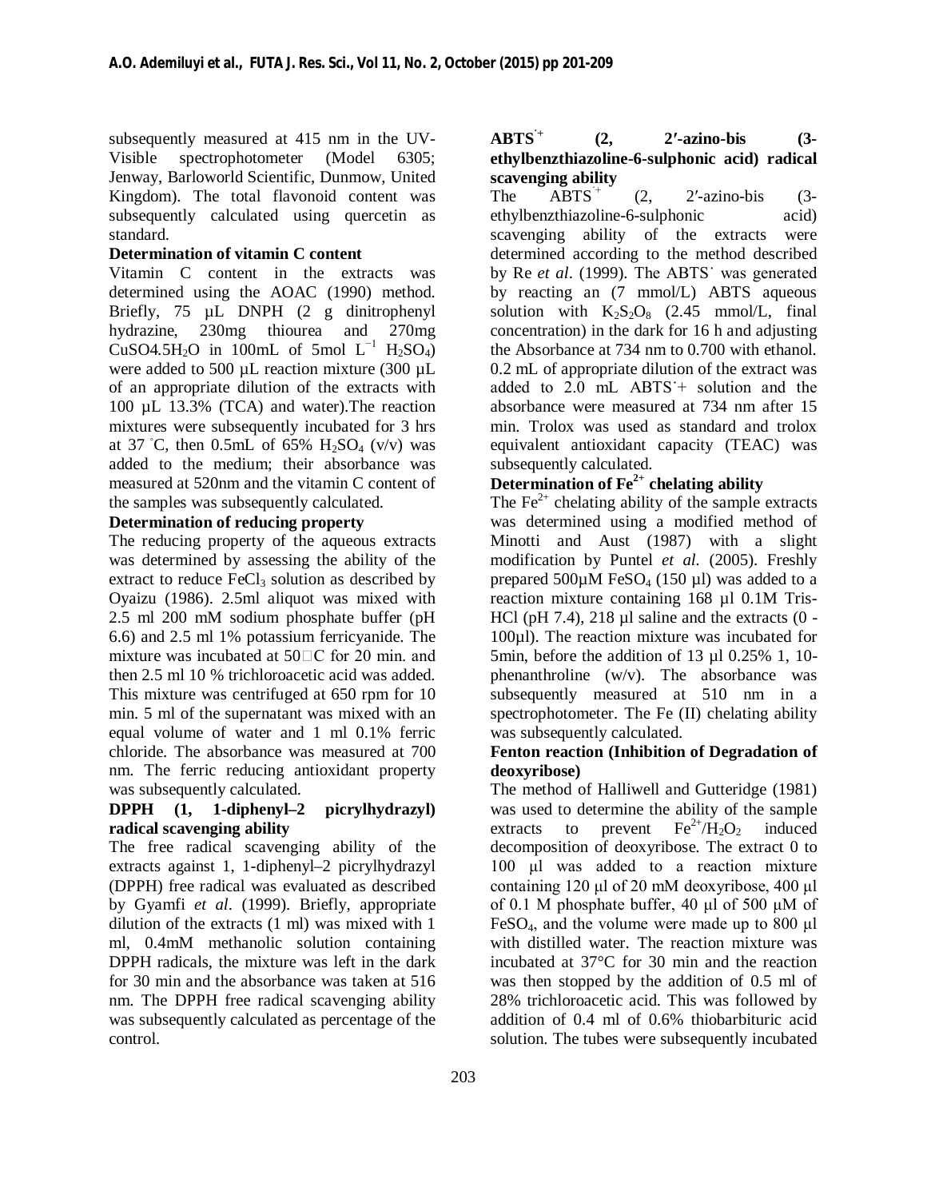subsequently measured at 415 nm in the UV-Visible spectrophotometer (Model 6305; Jenway, Barloworld Scientific, Dunmow, United Kingdom). The total flavonoid content was subsequently calculated using quercetin as standard.

**Determination of vitamin C content**

Vitamin C content in the extracts was determined using the AOAC (1990) method. Briefly, 75 µL DNPH (2 g dinitrophenyl hydrazine, 230mg thiourea and 270mg $CuSO4.5H_2O$ in 100mL of 5mol $L^{-1}$ $H_2SO_4$) were added to 500 µL reaction mixture (300 µL of an appropriate dilution of the extracts with 100 µL 13.3% (TCA) and water).The reaction mixtures were subsequently incubated for 3 hrs at 37 °C, then 0.5mL of 65% $H_2SO_4$ (v/v) was added to the medium; their absorbance was measured at 520nm and the vitamin C content of the samples was subsequently calculated.

**Determination of reducing property**

The reducing property of the aqueous extracts was determined by assessing the ability of the extract to reduce $FeCl_3$ solution as described by Oyaizu (1986). 2.5ml aliquot was mixed with 2.5 ml 200 mM sodium phosphate buffer (pH 6.6) and 2.5 ml 1% potassium ferricyanide. The mixture was incubated at 50□C for 20 min. and then 2.5 ml 10 % trichloroacetic acid was added. This mixture was centrifuged at 650 rpm for 10 min. 5 ml of the supernatant was mixed with an equal volume of water and 1 ml 0.1% ferric chloride. The absorbance was measured at 700 nm. The ferric reducing antioxidant property was subsequently calculated.

**DPPH (1, 1-diphenyl–2 picrylhydrazyl) radical scavenging ability**

The free radical scavenging ability of the extracts against 1, 1-diphenyl–2 picrylhydrazyl (DPPH) free radical was evaluated as described by Gyamfi *et al*. (1999). Briefly, appropriate dilution of the extracts (1 ml) was mixed with 1 ml, 0.4mM methanolic solution containing DPPH radicals, the mixture was left in the dark for 30 min and the absorbance was taken at 516 nm. The DPPH free radical scavenging ability was subsequently calculated as percentage of the control.

**$ABTS^{·+}$ (2, 2′-azino-bis (3-ethylbenzthiazoline-6-sulphonic acid) radical scavenging ability**

The $ABTS^{·+}$ (2, 2′-azino-bis (3-ethylbenzthiazoline-6-sulphonic acid) scavenging ability of the extracts were determined according to the method described by Re *et al*. (1999). The $ABTS^{·}$ was generated by reacting an (7 mmol/L) ABTS aqueous solution with $K_2S_2O_8$ (2.45 mmol/L, final concentration) in the dark for 16 h and adjusting the Absorbance at 734 nm to 0.700 with ethanol. 0.2 mL of appropriate dilution of the extract was added to 2.0 mL $ABTS^{·}$+ solution and the absorbance were measured at 734 nm after 15 min. Trolox was used as standard and trolox equivalent antioxidant capacity (TEAC) was subsequently calculated.

**Determination of $Fe^{2+}$ chelating ability**

The $Fe^{2+}$ chelating ability of the sample extracts was determined using a modified method of Minotti and Aust (1987) with a slight modification by Puntel *et al.* (2005). Freshly prepared 500µM $FeSO_4$ (150 µl) was added to a reaction mixture containing 168 µl 0.1M Tris-HCl (pH 7.4), 218 µl saline and the extracts (0 - 100µl). The reaction mixture was incubated for 5min, before the addition of 13 µl 0.25% 1, 10-phenanthroline (w/v). The absorbance was subsequently measured at 510 nm in a spectrophotometer. The Fe (II) chelating ability was subsequently calculated.

**Fenton reaction (Inhibition of Degradation of deoxyribose)**

The method of Halliwell and Gutteridge (1981) was used to determine the ability of the sample extracts to prevent $Fe^{2+}/H_2O_2$ induced decomposition of deoxyribose. The extract 0 to 100 µl was added to a reaction mixture containing 120 µl of 20 mM deoxyribose, 400 µl of 0.1 M phosphate buffer, 40 µl of 500 µM of $FeSO_4$, and the volume were made up to 800 µl with distilled water. The reaction mixture was incubated at 37°C for 30 min and the reaction was then stopped by the addition of 0.5 ml of 28% trichloroacetic acid. This was followed by addition of 0.4 ml of 0.6% thiobarbituric acid solution. The tubes were subsequently incubated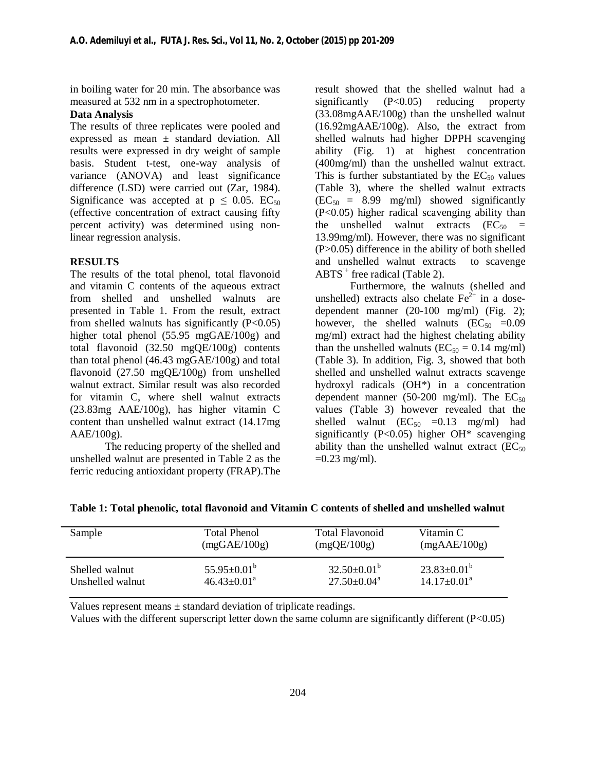in boiling water for 20 min. The absorbance was measured at 532 nm in a spectrophotometer.

**Data Analysis**

The results of three replicates were pooled and expressed as mean ± standard deviation. All results were expressed in dry weight of sample basis. Student t-test, one-way analysis of variance (ANOVA) and least significance difference (LSD) were carried out (Zar, 1984). Significance was accepted at $p \leq 0.05$. $EC_{50}$ (effective concentration of extract causing fifty percent activity) was determined using non-linear regression analysis.

## RESULTS

The results of the total phenol, total flavonoid and vitamin C contents of the aqueous extract from shelled and unshelled walnuts are presented in Table 1. From the result, extract from shelled walnuts has significantly ($P<0.05$) higher total phenol (55.95 mgGAE/100g) and total flavonoid (32.50 mgQE/100g) contents than total phenol (46.43 mgGAE/100g) and total flavonoid (27.50 mgQE/100g) from unshelled walnut extract. Similar result was also recorded for vitamin C, where shell walnut extracts (23.83mg AAE/100g), has higher vitamin C content than unshelled walnut extract (14.17mg AAE/100g).

The reducing property of the shelled and unshelled walnut are presented in Table 2 as the ferric reducing antioxidant property (FRAP).The result showed that the shelled walnut had a significantly ($P<0.05$) reducing property (33.08mgAAE/100g) than the unshelled walnut (16.92mgAAE/100g). Also, the extract from shelled walnuts had higher DPPH scavenging ability (Fig. 1) at highest concentration (400mg/ml) than the unshelled walnut extract. This is further substantiated by the $EC_{50}$ values (Table 3), where the shelled walnut extracts ($EC_{50}$ = 8.99 mg/ml) showed significantly ($P<0.05$) higher radical scavenging ability than the unshelled walnut extracts ($EC_{50}$ = 13.99mg/ml). However, there was no significant ($P>0.05$) difference in the ability of both shelled and unshelled walnut extracts to scavenge $ABTS^{\cdot+}$ free radical (Table 2).

Furthermore, the walnuts (shelled and unshelled) extracts also chelate $Fe^{2+}$ in a dose-dependent manner (20-100 mg/ml) (Fig. 2); however, the shelled walnuts ($EC_{50}$ =0.09 mg/ml) extract had the highest chelating ability than the unshelled walnuts ($EC_{50}$ = 0.14 mg/ml) (Table 3). In addition, Fig. 3, showed that both shelled and unshelled walnut extracts scavenge hydroxyl radicals (OH*) in a concentration dependent manner (50-200 mg/ml). The $EC_{50}$ values (Table 3) however revealed that the shelled walnut ($EC_{50}$ =0.13 mg/ml) had significantly ($P<0.05$) higher OH* scavenging ability than the unshelled walnut extract ($EC_{50}$ =0.23 mg/ml).

**Table 1: Total phenolic, total flavonoid and Vitamin C contents of shelled and unshelled walnut**

| Sample | Total Phenol (mgGAE/100g) | Total Flavonoid (mgQE/100g) | Vitamin C (mgAAE/100g) |
|---|---|---|---|
| Shelled walnut | $55.95 \pm 0.01^{b}$ | $32.50 \pm 0.01^{b}$ | $23.83 \pm 0.01^{b}$ |
| Unshelled walnut | $46.43 \pm 0.01^{a}$ | $27.50 \pm 0.04^{a}$ | $14.17 \pm 0.01^{a}$ |

Values represent means ± standard deviation of triplicate readings.

Values with the different superscript letter down the same column are significantly different ($P<0.05$)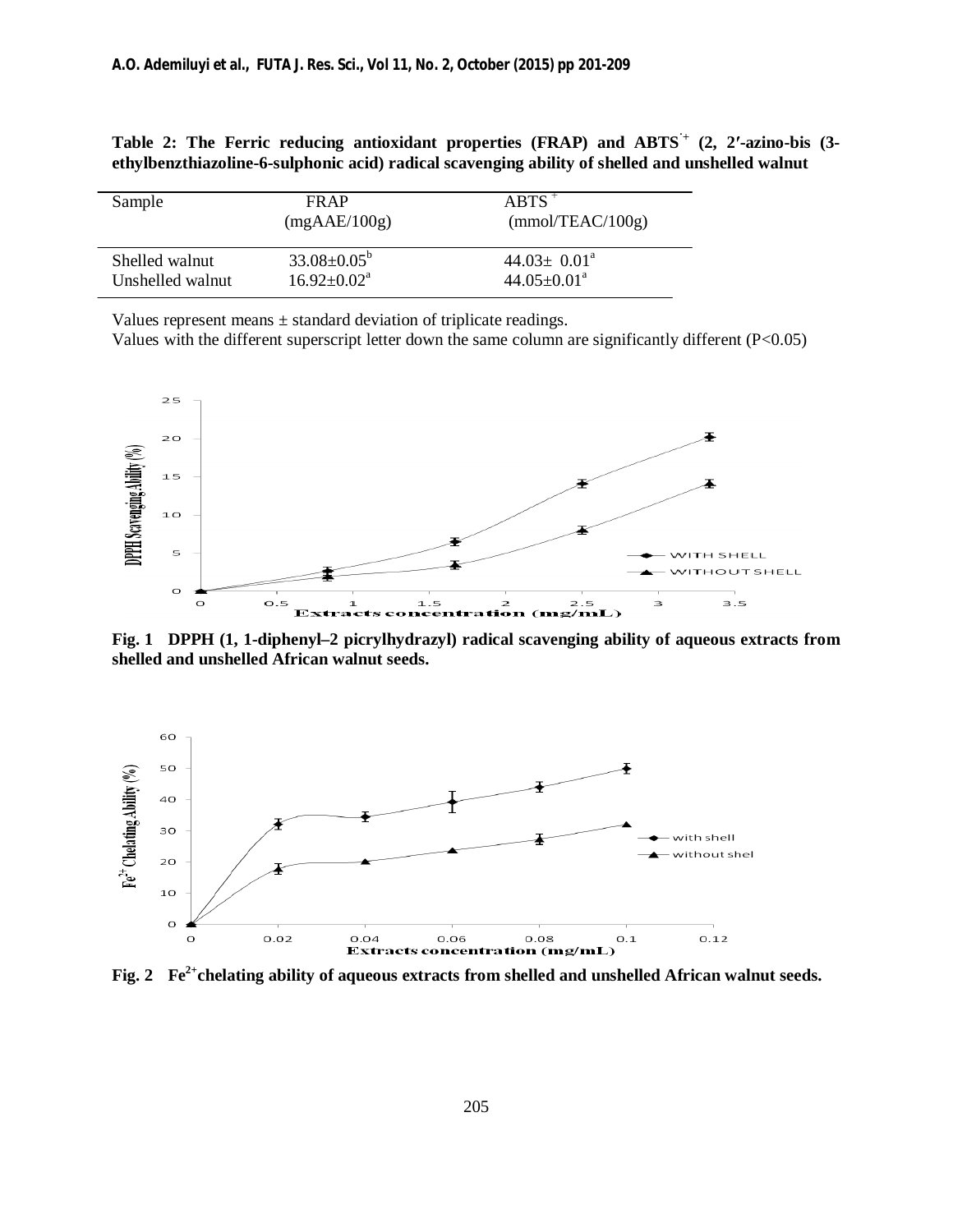**Table 2: The Ferric reducing antioxidant properties (FRAP) and ABTS$^{\cdot+}$ (2, 2′-azino-bis (3-ethylbenzthiazoline-6-sulphonic acid) radical scavenging ability of shelled and unshelled walnut**

| Sample | FRAP (mgAAE/100g) | ABTS$^{+}$ (mmol/TEAC/100g) |
|---|---|---|
| Shelled walnut | 33.08±0.05$^{b}$ | 44.03± 0.01$^{a}$ |
| Unshelled walnut | 16.92±0.02$^{a}$ | 44.05±0.01$^{a}$ |

Values represent means ± standard deviation of triplicate readings.

Values with the different superscript letter down the same column are significantly different (P<0.05)

**Fig. 1 DPPH (1, 1-diphenyl–2 picrylhydrazyl) radical scavenging ability of aqueous extracts from shelled and unshelled African walnut seeds.**

**Fig. 2 $Fe^{2+}$ chelating ability of aqueous extracts from shelled and unshelled African walnut seeds.**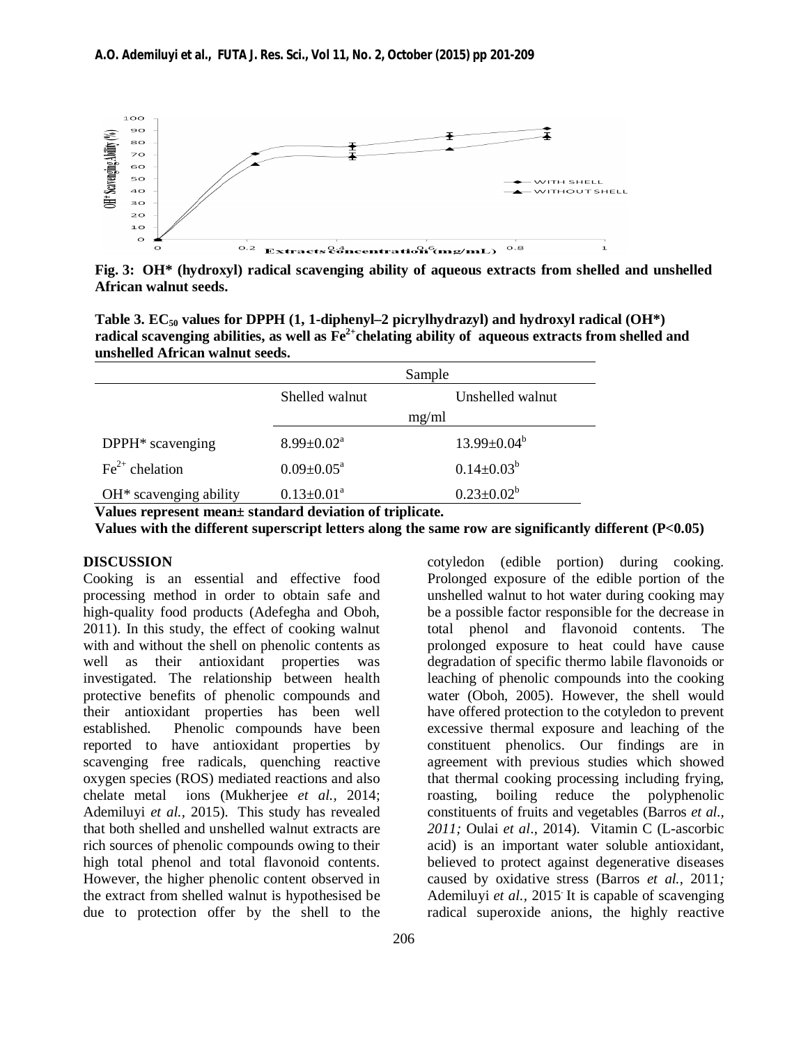**Fig. 3: OH* (hydroxyl) radical scavenging ability of aqueous extracts from shelled and unshelled African walnut seeds.**

**Table 3. $EC_{50}$ values for DPPH (1, 1-diphenyl–2 picrylhydrazyl) and hydroxyl radical (OH*) radical scavenging abilities, as well as $Fe^{2+}$chelating ability of aqueous extracts from shelled and unshelled African walnut seeds.**

| | Sample | |
|---|---|---|
| | Shelled walnut | Unshelled walnut |
| | mg/ml | |
| DPPH* scavenging | $8.99{\pm}0.02^{a}$ | $13.99{\pm}0.04^{b}$ |
| $Fe^{2+}$ chelation | $0.09{\pm}0.05^{a}$ | $0.14{\pm}0.03^{b}$ |
| OH* scavenging ability | $0.13{\pm}0.01^{a}$ | $0.23{\pm}0.02^{b}$ |

**Values represent mean± standard deviation of triplicate.**

**Values with the different superscript letters along the same row are significantly different (P<0.05)**

## DISCUSSION

Cooking is an essential and effective food processing method in order to obtain safe and high-quality food products (Adefegha and Oboh, 2011). In this study, the effect of cooking walnut with and without the shell on phenolic contents as well as their antioxidant properties was investigated. The relationship between health protective benefits of phenolic compounds and their antioxidant properties has been well established. Phenolic compounds have been reported to have antioxidant properties by scavenging free radicals, quenching reactive oxygen species (ROS) mediated reactions and also chelate metal ions (Mukherjee *et al.,* 2014; Ademiluyi *et al.,* 2015). This study has revealed that both shelled and unshelled walnut extracts are rich sources of phenolic compounds owing to their high total phenol and total flavonoid contents. However, the higher phenolic content observed in the extract from shelled walnut is hypothesised be due to protection offer by the shell to the cotyledon (edible portion) during cooking. Prolonged exposure of the edible portion of the unshelled walnut to hot water during cooking may be a possible factor responsible for the decrease in total phenol and flavonoid contents. The prolonged exposure to heat could have cause degradation of specific thermo labile flavonoids or leaching of phenolic compounds into the cooking water (Oboh, 2005). However, the shell would have offered protection to the cotyledon to prevent excessive thermal exposure and leaching of the constituent phenolics. Our findings are in agreement with previous studies which showed that thermal cooking processing including frying, roasting, boiling reduce the polyphenolic constituents of fruits and vegetables (Barros *et al., 2011;* Oulai *et al*., 2014). Vitamin C (L-ascorbic acid) is an important water soluble antioxidant, believed to protect against degenerative diseases caused by oxidative stress (Barros *et al.,* 2011*;* Ademiluyi *et al.*, 2015. It is capable of scavenging radical superoxide anions, the highly reactive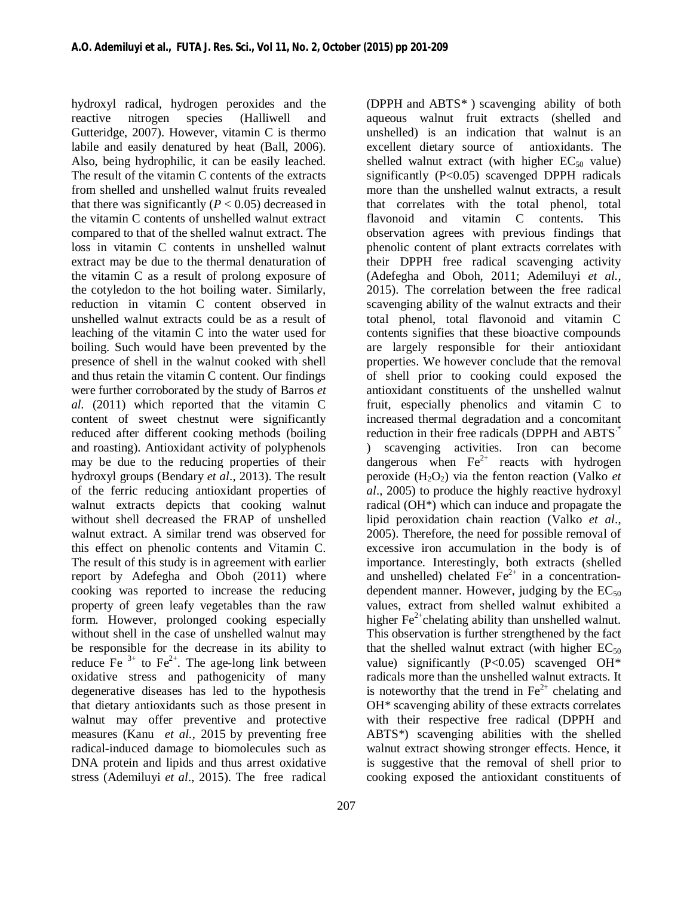hydroxyl radical, hydrogen peroxides and the reactive nitrogen species (Halliwell and Gutteridge, 2007). However, vitamin C is thermo labile and easily denatured by heat (Ball, 2006). Also, being hydrophilic, it can be easily leached. The result of the vitamin C contents of the extracts from shelled and unshelled walnut fruits revealed that there was significantly ($P < 0.05$) decreased in the vitamin C contents of unshelled walnut extract compared to that of the shelled walnut extract. The loss in vitamin C contents in unshelled walnut extract may be due to the thermal denaturation of the vitamin C as a result of prolong exposure of the cotyledon to the hot boiling water. Similarly, reduction in vitamin C content observed in unshelled walnut extracts could be as a result of leaching of the vitamin C into the water used for boiling. Such would have been prevented by the presence of shell in the walnut cooked with shell and thus retain the vitamin C content. Our findings were further corroborated by the study of Barros *et al.* (2011) which reported that the vitamin C content of sweet chestnut were significantly reduced after different cooking methods (boiling and roasting). Antioxidant activity of polyphenols may be due to the reducing properties of their hydroxyl groups (Bendary *et al*., 2013). The result of the ferric reducing antioxidant properties of walnut extracts depicts that cooking walnut without shell decreased the FRAP of unshelled walnut extract. A similar trend was observed for this effect on phenolic contents and Vitamin C. The result of this study is in agreement with earlier report by Adefegha and Oboh (2011) where cooking was reported to increase the reducing property of green leafy vegetables than the raw form. However, prolonged cooking especially without shell in the case of unshelled walnut may be responsible for the decrease in its ability to reduce $Fe^{3+}$ to $Fe^{2+}$. The age-long link between oxidative stress and pathogenicity of many degenerative diseases has led to the hypothesis that dietary antioxidants such as those present in walnut may offer preventive and protective measures (Kanu *et al.*, 2015 by preventing free radical-induced damage to biomolecules such as DNA protein and lipids and thus arrest oxidative stress (Ademiluyi *et al*., 2015). The free radical (DPPH and ABTS* ) scavenging ability of both aqueous walnut fruit extracts (shelled and unshelled) is an indication that walnut is an excellent dietary source of antioxidants. The shelled walnut extract (with higher $EC_{50}$ value) significantly (P<0.05) scavenged DPPH radicals more than the unshelled walnut extracts, a result that correlates with the total phenol, total flavonoid and vitamin C contents. This observation agrees with previous findings that phenolic content of plant extracts correlates with their DPPH free radical scavenging activity (Adefegha and Oboh, 2011; Ademiluyi *et al.*, 2015). The correlation between the free radical scavenging ability of the walnut extracts and their total phenol, total flavonoid and vitamin C contents signifies that these bioactive compounds are largely responsible for their antioxidant properties. We however conclude that the removal of shell prior to cooking could exposed the antioxidant constituents of the unshelled walnut fruit, especially phenolics and vitamin C to increased thermal degradation and a concomitant reduction in their free radicals (DPPH and $ABTS^{\cdot *}$ ) scavenging activities. Iron can become dangerous when $Fe^{2+}$ reacts with hydrogen peroxide ($H_2O_2$) via the fenton reaction (Valko *et al*., 2005) to produce the highly reactive hydroxyl radical (OH*) which can induce and propagate the lipid peroxidation chain reaction (Valko *et al*., 2005). Therefore, the need for possible removal of excessive iron accumulation in the body is of importance. Interestingly, both extracts (shelled and unshelled) chelated $Fe^{2+}$ in a concentration-dependent manner. However, judging by the $EC_{50}$ values, extract from shelled walnut exhibited a higher $Fe^{2+}$chelating ability than unshelled walnut. This observation is further strengthened by the fact that the shelled walnut extract (with higher $EC_{50}$ value) significantly (P<0.05) scavenged OH* radicals more than the unshelled walnut extracts. It is noteworthy that the trend in $Fe^{2+}$ chelating and OH* scavenging ability of these extracts correlates with their respective free radical (DPPH and ABTS*) scavenging abilities with the shelled walnut extract showing stronger effects. Hence, it is suggestive that the removal of shell prior to cooking exposed the antioxidant constituents of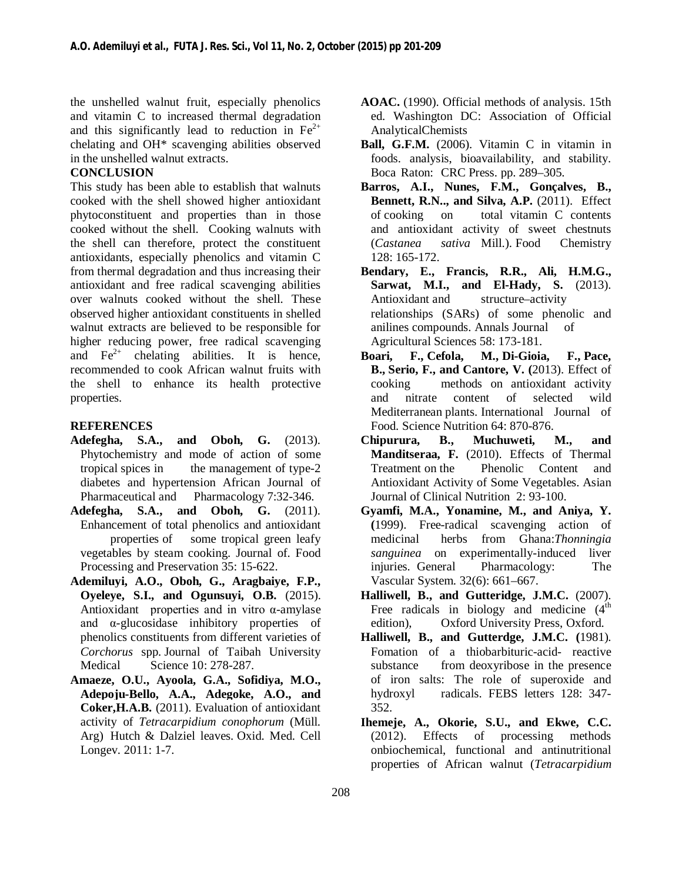the unshelled walnut fruit, especially phenolics and vitamin C to increased thermal degradation and this significantly lead to reduction in $Fe^{2+}$ chelating and OH* scavenging abilities observed in the unshelled walnut extracts.

## CONCLUSION

This study has been able to establish that walnuts cooked with the shell showed higher antioxidant phytoconstituent and properties than in those cooked without the shell. Cooking walnuts with the shell can therefore, protect the constituent antioxidants, especially phenolics and vitamin C from thermal degradation and thus increasing their antioxidant and free radical scavenging abilities over walnuts cooked without the shell. These observed higher antioxidant constituents in shelled walnut extracts are believed to be responsible for higher reducing power, free radical scavenging and $Fe^{2+}$ chelating abilities. It is hence, recommended to cook African walnut fruits with the shell to enhance its health protective properties.

## REFERENCES

**Adefegha, S.A., and Oboh, G.** (2013). Phytochemistry and mode of action of some tropical spices in the management of type-2 diabetes and hypertension African Journal of Pharmaceutical and Pharmacology 7:32-346.

**Adefegha, S.A., and Oboh, G.** (2011). Enhancement of total phenolics and antioxidant properties of some tropical green leafy vegetables by steam cooking. Journal of. Food Processing and Preservation 35: 15-622.

**Ademiluyi, A.O., Oboh, G., Aragbaiye, F.P., Oyeleye, S.I., and Ogunsuyi, O.B.** (2015). Antioxidant properties and in vitro α-amylase and α-glucosidase inhibitory properties of phenolics constituents from different varieties of *Corchorus* spp. Journal of Taibah University Medical Science 10: 278-287.

**Amaeze, O.U., Ayoola, G.A., Sofidiya, M.O., Adepoju-Bello, A.A., Adegoke, A.O., and Coker,H.A.B.** (2011). Evaluation of antioxidant activity of *Tetracarpidium conophorum* (Müll. Arg) Hutch & Dalziel leaves. Oxid. Med. Cell Longev. 2011: 1-7.

**AOAC.** (1990). Official methods of analysis. 15th ed. Washington DC: Association of Official AnalyticalChemists

**Ball, G.F.M.** (2006). Vitamin C in vitamin in foods. analysis, bioavailability, and stability. Boca Raton: CRC Press. pp. 289–305.

**Barros, A.I., Nunes, F.M., Gonçalves, B., Bennett, R.N.., and Silva, A.P.** (2011). Effect of cooking on total vitamin C contents and antioxidant activity of sweet chestnuts (*Castanea sativa* Mill.). Food Chemistry 128: 165-172.

**Bendary, E., Francis, R.R., Ali, H.M.G., Sarwat, M.I., and El-Hady, S.** (2013). Antioxidant and structure–activity relationships (SARs) of some phenolic and anilines compounds. Annals Journal of Agricultural Sciences 58: 173-181.

**Boari, F., Cefola, M., Di-Gioia, F., Pace, B., Serio, F., and Cantore, V. (**2013). Effect of cooking methods on antioxidant activity and nitrate content of selected wild Mediterranean plants. International Journal of Food. Science Nutrition 64: 870-876.

**Chipurura, B., Muchuweti, M., and Manditseraa, F.** (2010). Effects of Thermal Treatment on the Phenolic Content and Antioxidant Activity of Some Vegetables. Asian Journal of Clinical Nutrition 2: 93-100.

**Gyamfi, M.A., Yonamine, M., and Aniya, Y. (**1999). Free-radical scavenging action of medicinal herbs from Ghana:*Thonningia sanguinea* on experimentally-induced liver injuries. General Pharmacology: The Vascular System. 32(6): 661–667.

**Halliwell, B., and Gutteridge, J.M.C.** (2007). Free radicals in biology and medicine (4th edition), Oxford University Press, Oxford.

**Halliwell, B., and Gutterdge, J.M.C. (**1981). Fomation of a thiobarbituric-acid- reactive substance from deoxyribose in the presence of iron salts: The role of superoxide and hydroxyl radicals. FEBS letters 128: 347-352.

**Ihemeje, A., Okorie, S.U., and Ekwe, C.C.** (2012). Effects of processing methods onbiochemical, functional and antinutritional properties of African walnut (*Tetracarpidium*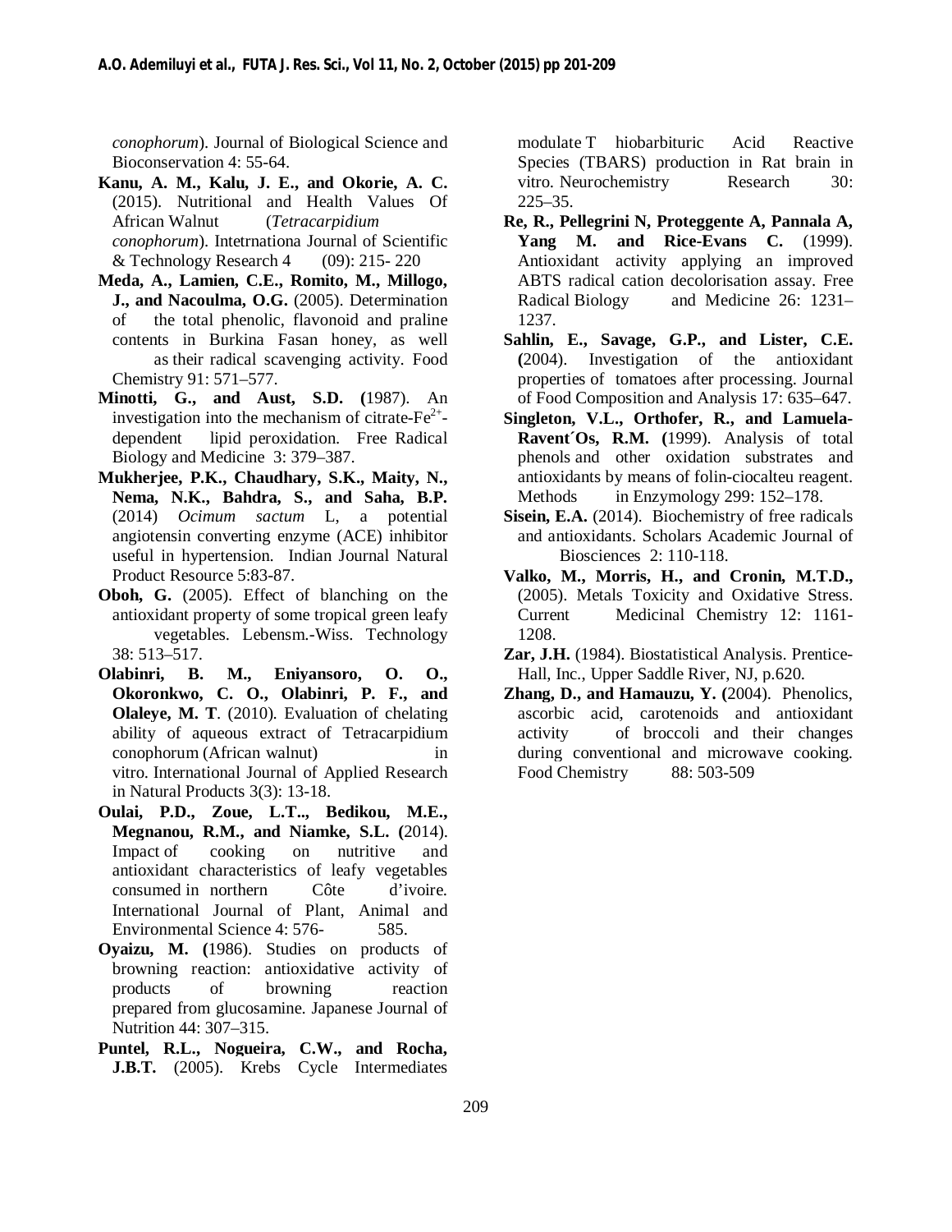*conophorum*). Journal of Biological Science and Bioconservation 4: 55-64.

**Kanu, A. M., Kalu, J. E., and Okorie, A. C.** (2015). Nutritional and Health Values Of African Walnut (*Tetracarpidium conophorum*). Intetrnationa Journal of Scientific & Technology Research 4 (09): 215- 220

**Meda, A., Lamien, C.E., Romito, M., Millogo, J., and Nacoulma, O.G.** (2005). Determination of the total phenolic, flavonoid and praline contents in Burkina Fasan honey, as well as their radical scavenging activity. Food Chemistry 91: 571–577.

**Minotti, G., and Aust, S.D. (**1987). An investigation into the mechanism of citrate-$Fe^{2+}$-dependent lipid peroxidation. Free Radical Biology and Medicine 3: 379–387.

**Mukherjee, P.K., Chaudhary, S.K., Maity, N., Nema, N.K., Bahdra, S., and Saha, B.P.** (2014) *Ocimum sactum* L, a potential angiotensin converting enzyme (ACE) inhibitor useful in hypertension. Indian Journal Natural Product Resource 5:83-87.

**Oboh, G.** (2005). Effect of blanching on the antioxidant property of some tropical green leafy vegetables. Lebensm.-Wiss. Technology 38: 513–517.

**Olabinri, B. M., Eniyansoro, O. O., Okoronkwo, C. O., Olabinri, P. F., and Olaleye, M. T**. (2010). Evaluation of chelating ability of aqueous extract of Tetracarpidium conophorum (African walnut) in vitro. International Journal of Applied Research in Natural Products 3(3): 13-18.

**Oulai, P.D., Zoue, L.T.., Bedikou, M.E., Megnanou, R.M., and Niamke, S.L. (**2014). Impact of cooking on nutritive and antioxidant characteristics of leafy vegetables consumed in northern Côte d'ivoire. International Journal of Plant, Animal and Environmental Science 4: 576- 585.

**Oyaizu, M. (**1986). Studies on products of browning reaction: antioxidative activity of products of browning reaction prepared from glucosamine. Japanese Journal of Nutrition 44: 307–315.

**Puntel, R.L., Nogueira, C.W., and Rocha, J.B.T.** (2005). Krebs Cycle Intermediates modulate T hiobarbituric Acid Reactive Species (TBARS) production in Rat brain in vitro. Neurochemistry Research 30: 225–35.

**Re, R., Pellegrini N, Proteggente A, Pannala A, Yang M. and Rice-Evans C.** (1999). Antioxidant activity applying an improved ABTS radical cation decolorisation assay. Free Radical Biology and Medicine 26: 1231–1237.

**Sahlin, E., Savage, G.P., and Lister, C.E. (**2004). Investigation of the antioxidant properties of tomatoes after processing. Journal of Food Composition and Analysis 17: 635–647.

**Singleton, V.L., Orthofer, R., and Lamuela-Ravent´Os, R.M. (**1999). Analysis of total phenols and other oxidation substrates and antioxidants by means of folin-ciocalteu reagent. Methods in Enzymology 299: 152–178.

**Sisein, E.A.** (2014). Biochemistry of free radicals and antioxidants. Scholars Academic Journal of Biosciences 2: 110-118.

**Valko, M., Morris, H., and Cronin, M.T.D.,** (2005). Metals Toxicity and Oxidative Stress. Current Medicinal Chemistry 12: 1161-1208.

**Zar, J.H.** (1984). Biostatistical Analysis. Prentice-Hall, Inc., Upper Saddle River, NJ, p.620.

**Zhang, D., and Hamauzu, Y. (**2004). Phenolics, ascorbic acid, carotenoids and antioxidant activity of broccoli and their changes during conventional and microwave cooking. Food Chemistry 88: 503-509